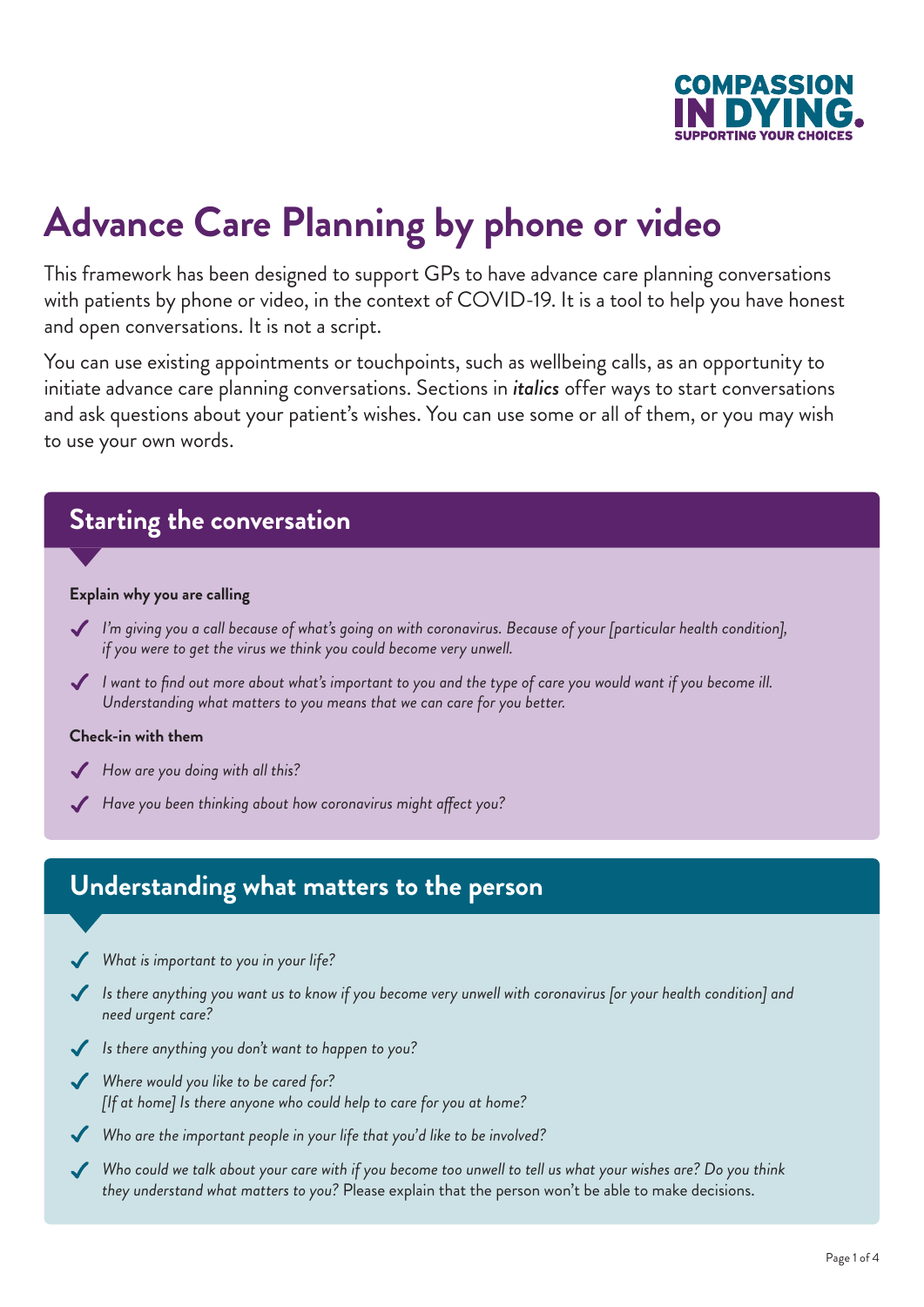COMPASSION IN DYING
SUPPORTING YOUR CHOICES

# Advance Care Planning by phone or video

This framework has been designed to support GPs to have advance care planning conversations with patients by phone or video, in the context of COVID-19. It is a tool to help you have honest and open conversations. It is not a script.

You can use existing appointments or touchpoints, such as wellbeing calls, as an opportunity to initiate advance care planning conversations. Sections in ***italics*** offer ways to start conversations and ask questions about your patient's wishes. You can use some or all of them, or you may wish to use your own words.

## Starting the conversation

**Explain why you are calling**

- ✓ *I'm giving you a call because of what's going on with coronavirus. Because of your [particular health condition], if you were to get the virus we think you could become very unwell.*
- ✓ *I want to find out more about what's important to you and the type of care you would want if you become ill. Understanding what matters to you means that we can care for you better.*

**Check-in with them**

- ✓ *How are you doing with all this?*
- ✓ *Have you been thinking about how coronavirus might affect you?*

## Understanding what matters to the person

- ✓ *What is important to you in your life?*
- ✓ *Is there anything you want us to know if you become very unwell with coronavirus [or your health condition] and need urgent care?*
- ✓ *Is there anything you don't want to happen to you?*
- ✓ *Where would you like to be cared for?*
  *[If at home] Is there anyone who could help to care for you at home?*
- ✓ *Who are the important people in your life that you'd like to be involved?*
- ✓ *Who could we talk about your care with if you become too unwell to tell us what your wishes are? Do you think they understand what matters to you?* Please explain that the person won't be able to make decisions.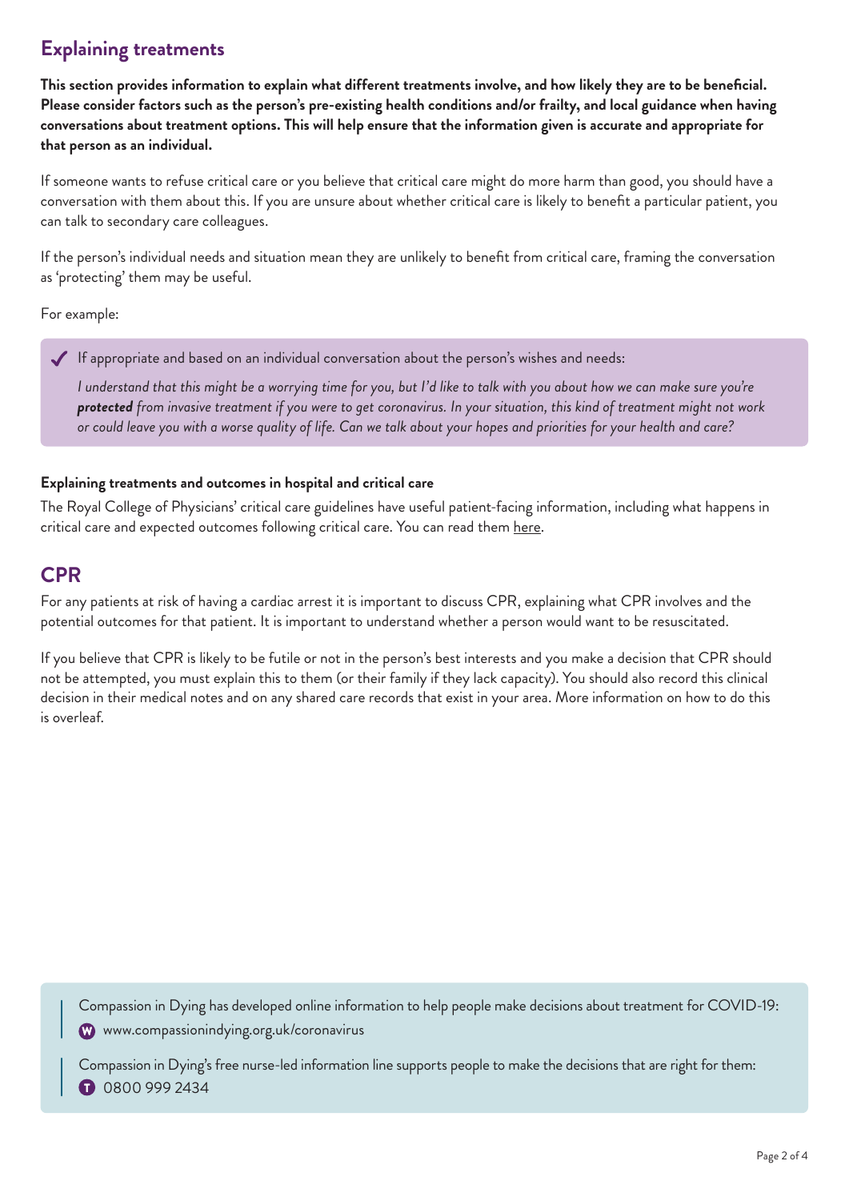## Explaining treatments

**This section provides information to explain what different treatments involve, and how likely they are to be beneficial. Please consider factors such as the person's pre-existing health conditions and/or frailty, and local guidance when having conversations about treatment options. This will help ensure that the information given is accurate and appropriate for that person as an individual.**

If someone wants to refuse critical care or you believe that critical care might do more harm than good, you should have a conversation with them about this. If you are unsure about whether critical care is likely to benefit a particular patient, you can talk to secondary care colleagues.

If the person's individual needs and situation mean they are unlikely to benefit from critical care, framing the conversation as 'protecting' them may be useful.

For example:

> ✔ If appropriate and based on an individual conversation about the person's wishes and needs:
>
> *I understand that this might be a worrying time for you, but I'd like to talk with you about how we can make sure you're* ***protected*** *from invasive treatment if you were to get coronavirus. In your situation, this kind of treatment might not work or could leave you with a worse quality of life. Can we talk about your hopes and priorities for your health and care?*

**Explaining treatments and outcomes in hospital and critical care**

The Royal College of Physicians' critical care guidelines have useful patient-facing information, including what happens in critical care and expected outcomes following critical care. You can read them here.

## CPR

For any patients at risk of having a cardiac arrest it is important to discuss CPR, explaining what CPR involves and the potential outcomes for that patient. It is important to understand whether a person would want to be resuscitated.

If you believe that CPR is likely to be futile or not in the person's best interests and you make a decision that CPR should not be attempted, you must explain this to them (or their family if they lack capacity). You should also record this clinical decision in their medical notes and on any shared care records that exist in your area. More information on how to do this is overleaf.

> Compassion in Dying has developed online information to help people make decisions about treatment for COVID-19:
> W www.compassionindying.org.uk/coronavirus
>
> Compassion in Dying's free nurse-led information line supports people to make the decisions that are right for them:
> T 0800 999 2434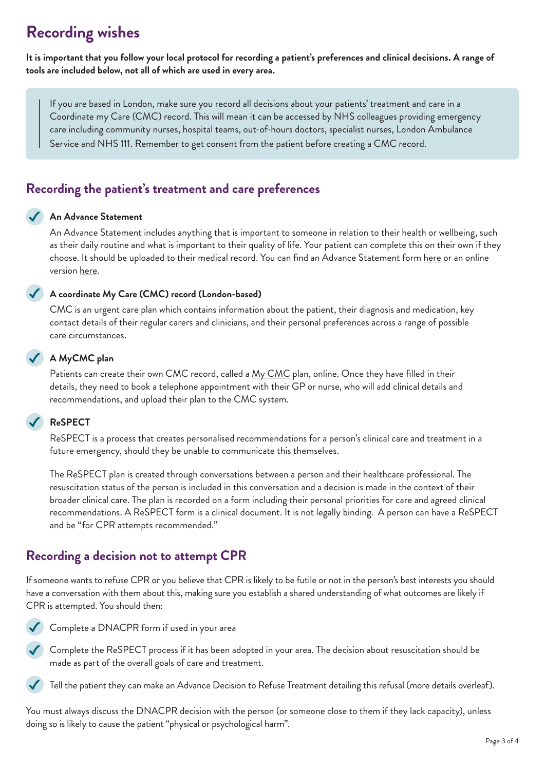# Recording wishes

**It is important that you follow your local protocol for recording a patient's preferences and clinical decisions. A range of tools are included below, not all of which are used in every area.**

> If you are based in London, make sure you record all decisions about your patients' treatment and care in a Coordinate my Care (CMC) record. This will mean it can be accessed by NHS colleagues providing emergency care including community nurses, hospital teams, out-of-hours doctors, specialist nurses, London Ambulance Service and NHS 111. Remember to get consent from the patient before creating a CMC record.

## Recording the patient's treatment and care preferences

- **An Advance Statement**

  An Advance Statement includes anything that is important to someone in relation to their health or wellbeing, such as their daily routine and what is important to their quality of life. Your patient can complete this on their own if they choose. It should be uploaded to their medical record. You can find an Advance Statement form here or an online version here.

- **A coordinate My Care (CMC) record (London-based)**

  CMC is an urgent care plan which contains information about the patient, their diagnosis and medication, key contact details of their regular carers and clinicians, and their personal preferences across a range of possible care circumstances.

- **A MyCMC plan**

  Patients can create their own CMC record, called a My CMC plan, online. Once they have filled in their details, they need to book a telephone appointment with their GP or nurse, who will add clinical details and recommendations, and upload their plan to the CMC system.

- **ReSPECT**

  ReSPECT is a process that creates personalised recommendations for a person's clinical care and treatment in a future emergency, should they be unable to communicate this themselves.

  The ReSPECT plan is created through conversations between a person and their healthcare professional. The resuscitation status of the person is included in this conversation and a decision is made in the context of their broader clinical care. The plan is recorded on a form including their personal priorities for care and agreed clinical recommendations. A ReSPECT form is a clinical document. It is not legally binding. A person can have a ReSPECT and be "for CPR attempts recommended."

## Recording a decision not to attempt CPR

If someone wants to refuse CPR or you believe that CPR is likely to be futile or not in the person's best interests you should have a conversation with them about this, making sure you establish a shared understanding of what outcomes are likely if CPR is attempted. You should then:

- Complete a DNACPR form if used in your area
- Complete the ReSPECT process if it has been adopted in your area. The decision about resuscitation should be made as part of the overall goals of care and treatment.
- Tell the patient they can make an Advance Decision to Refuse Treatment detailing this refusal (more details overleaf).

You must always discuss the DNACPR decision with the person (or someone close to them if they lack capacity), unless doing so is likely to cause the patient "physical or psychological harm".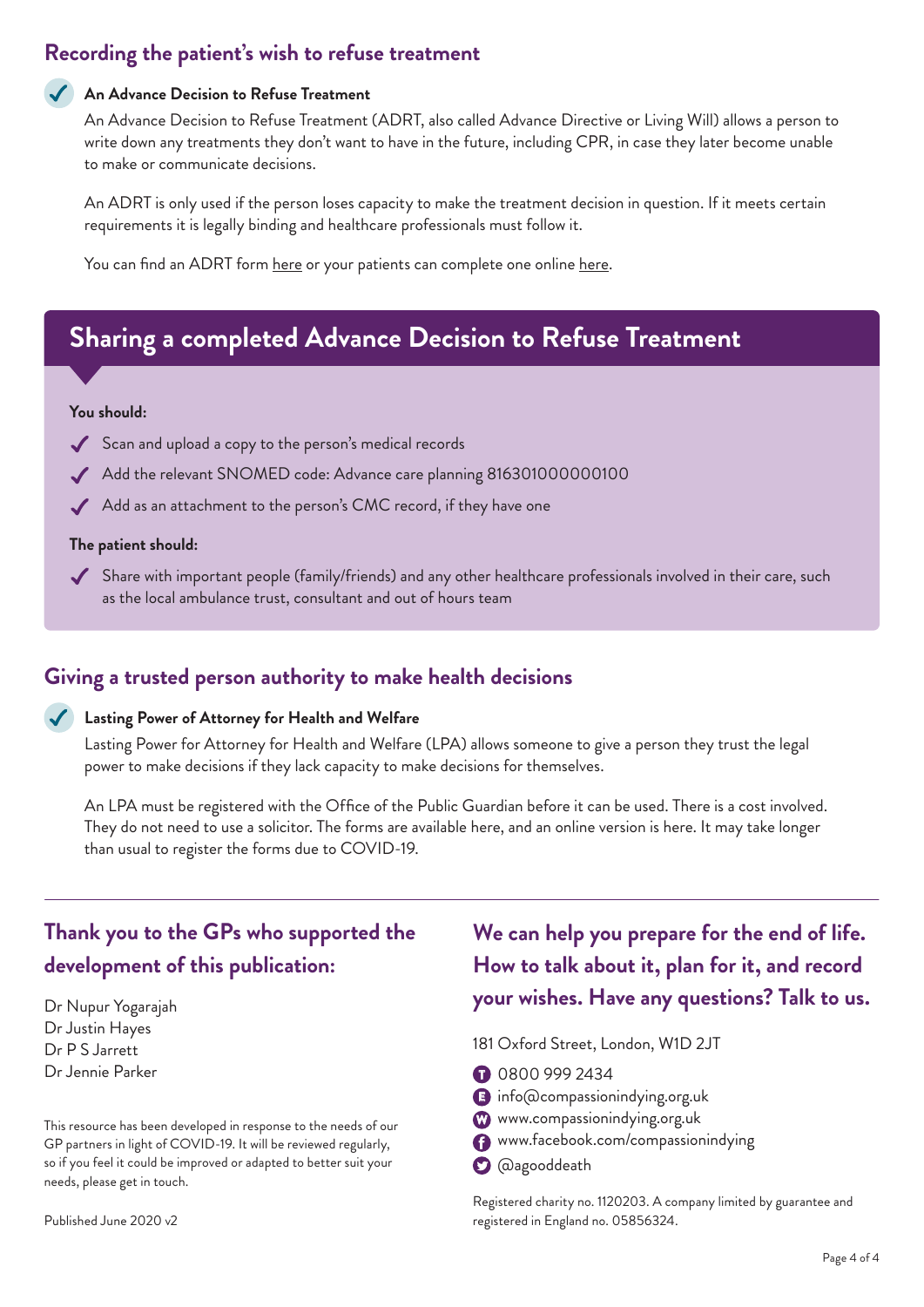## Recording the patient's wish to refuse treatment

### An Advance Decision to Refuse Treatment

An Advance Decision to Refuse Treatment (ADRT, also called Advance Directive or Living Will) allows a person to write down any treatments they don't want to have in the future, including CPR, in case they later become unable to make or communicate decisions.

An ADRT is only used if the person loses capacity to make the treatment decision in question. If it meets certain requirements it is legally binding and healthcare professionals must follow it.

You can find an ADRT form here or your patients can complete one online here.

## Sharing a completed Advance Decision to Refuse Treatment

**You should:**

- Scan and upload a copy to the person's medical records
- Add the relevant SNOMED code: Advance care planning 816301000000100
- Add as an attachment to the person's CMC record, if they have one

**The patient should:**

- Share with important people (family/friends) and any other healthcare professionals involved in their care, such as the local ambulance trust, consultant and out of hours team

## Giving a trusted person authority to make health decisions

### Lasting Power of Attorney for Health and Welfare

Lasting Power for Attorney for Health and Welfare (LPA) allows someone to give a person they trust the legal power to make decisions if they lack capacity to make decisions for themselves.

An LPA must be registered with the Office of the Public Guardian before it can be used. There is a cost involved. They do not need to use a solicitor. The forms are available here, and an online version is here. It may take longer than usual to register the forms due to COVID-19.

## Thank you to the GPs who supported the development of this publication:

Dr Nupur Yogarajah
Dr Justin Hayes
Dr P S Jarrett
Dr Jennie Parker

This resource has been developed in response to the needs of our GP partners in light of COVID-19. It will be reviewed regularly, so if you feel it could be improved or adapted to better suit your needs, please get in touch.

Published June 2020 v2

## We can help you prepare for the end of life. How to talk about it, plan for it, and record your wishes. Have any questions? Talk to us.

181 Oxford Street, London, W1D 2JT

- T: 0800 999 2434
- E: info@compassionindying.org.uk
- W: www.compassionindying.org.uk
- www.facebook.com/compassionindying
- @agooddeath

Registered charity no. 1120203. A company limited by guarantee and registered in England no. 05856324.